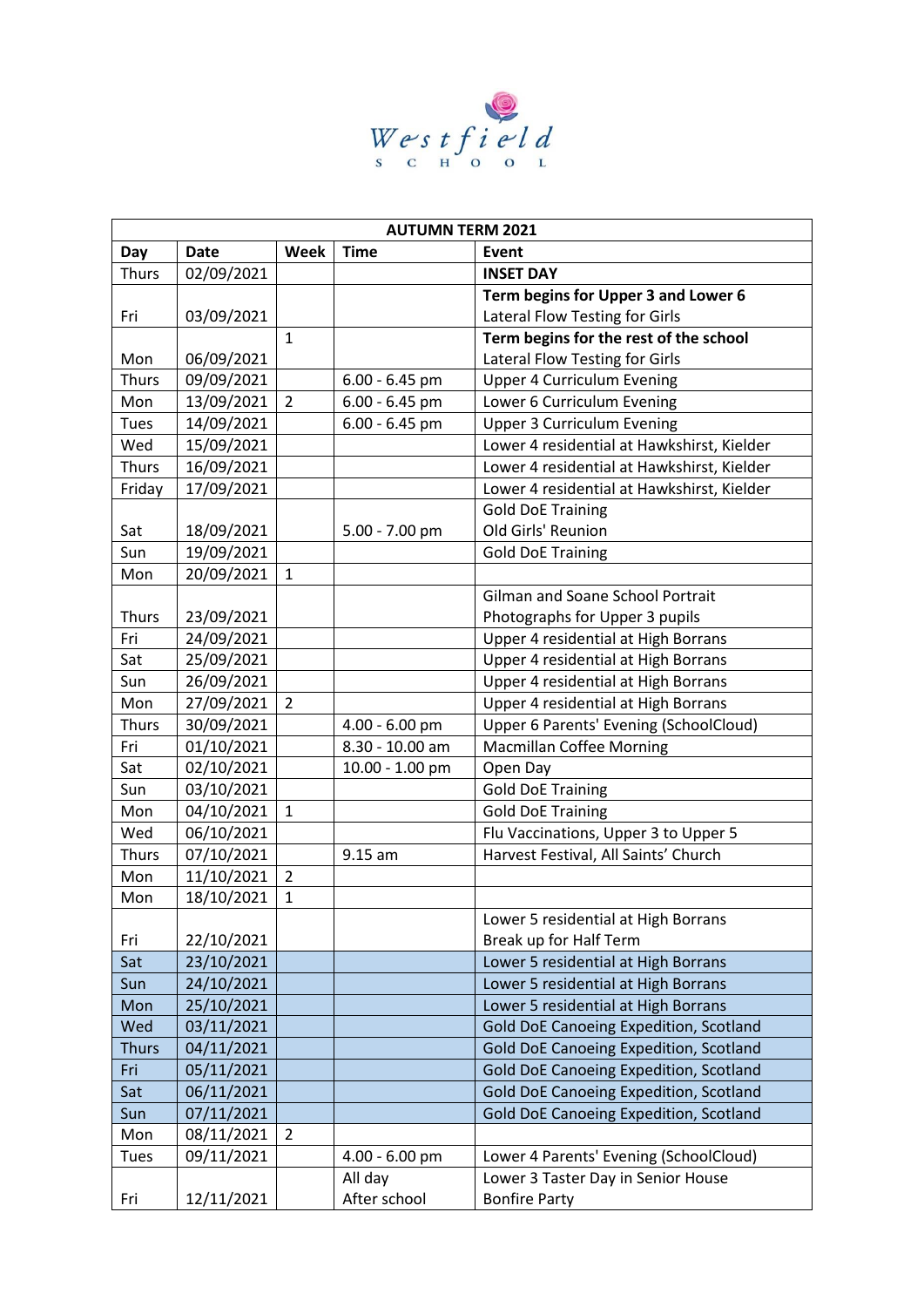Westfield School

| AUTUMN TERM 2021 | | | | |
|---|---|---|---|---|
| **Day** | **Date** | **Week** | **Time** | **Event** |
| Thurs | 02/09/2021 | | | **INSET DAY** |
| Fri | 03/09/2021 | | | **Term begins for Upper 3 and Lower 6**<br>Lateral Flow Testing for Girls |
| Mon | 06/09/2021 | 1 | | **Term begins for the rest of the school**<br>Lateral Flow Testing for Girls |
| Thurs | 09/09/2021 | | 6.00 - 6.45 pm | Upper 4 Curriculum Evening |
| Mon | 13/09/2021 | 2 | 6.00 - 6.45 pm | Lower 6 Curriculum Evening |
| Tues | 14/09/2021 | | 6.00 - 6.45 pm | Upper 3 Curriculum Evening |
| Wed | 15/09/2021 | | | Lower 4 residential at Hawkshirst, Kielder |
| Thurs | 16/09/2021 | | | Lower 4 residential at Hawkshirst, Kielder |
| Friday | 17/09/2021 | | | Lower 4 residential at Hawkshirst, Kielder |
| Sat | 18/09/2021 | | 5.00 - 7.00 pm | Gold DoE Training<br>Old Girls' Reunion |
| Sun | 19/09/2021 | | | Gold DoE Training |
| Mon | 20/09/2021 | 1 | | |
| Thurs | 23/09/2021 | | | Gilman and Soane School Portrait Photographs for Upper 3 pupils |
| Fri | 24/09/2021 | | | Upper 4 residential at High Borrans |
| Sat | 25/09/2021 | | | Upper 4 residential at High Borrans |
| Sun | 26/09/2021 | | | Upper 4 residential at High Borrans |
| Mon | 27/09/2021 | 2 | | Upper 4 residential at High Borrans |
| Thurs | 30/09/2021 | | 4.00 - 6.00 pm | Upper 6 Parents' Evening (SchoolCloud) |
| Fri | 01/10/2021 | | 8.30 - 10.00 am | Macmillan Coffee Morning |
| Sat | 02/10/2021 | | 10.00 - 1.00 pm | Open Day |
| Sun | 03/10/2021 | | | Gold DoE Training |
| Mon | 04/10/2021 | 1 | | Gold DoE Training |
| Wed | 06/10/2021 | | | Flu Vaccinations, Upper 3 to Upper 5 |
| Thurs | 07/10/2021 | | 9.15 am | Harvest Festival, All Saints' Church |
| Mon | 11/10/2021 | 2 | | |
| Mon | 18/10/2021 | 1 | | |
| Fri | 22/10/2021 | | | Lower 5 residential at High Borrans<br>Break up for Half Term |
| Sat | 23/10/2021 | | | Lower 5 residential at High Borrans |
| Sun | 24/10/2021 | | | Lower 5 residential at High Borrans |
| Mon | 25/10/2021 | | | Lower 5 residential at High Borrans |
| Wed | 03/11/2021 | | | Gold DoE Canoeing Expedition, Scotland |
| Thurs | 04/11/2021 | | | Gold DoE Canoeing Expedition, Scotland |
| Fri | 05/11/2021 | | | Gold DoE Canoeing Expedition, Scotland |
| Sat | 06/11/2021 | | | Gold DoE Canoeing Expedition, Scotland |
| Sun | 07/11/2021 | | | Gold DoE Canoeing Expedition, Scotland |
| Mon | 08/11/2021 | 2 | | |
| Tues | 09/11/2021 | | 4.00 - 6.00 pm | Lower 4 Parents' Evening (SchoolCloud) |
| Fri | 12/11/2021 | | All day<br>After school | Lower 3 Taster Day in Senior House<br>Bonfire Party |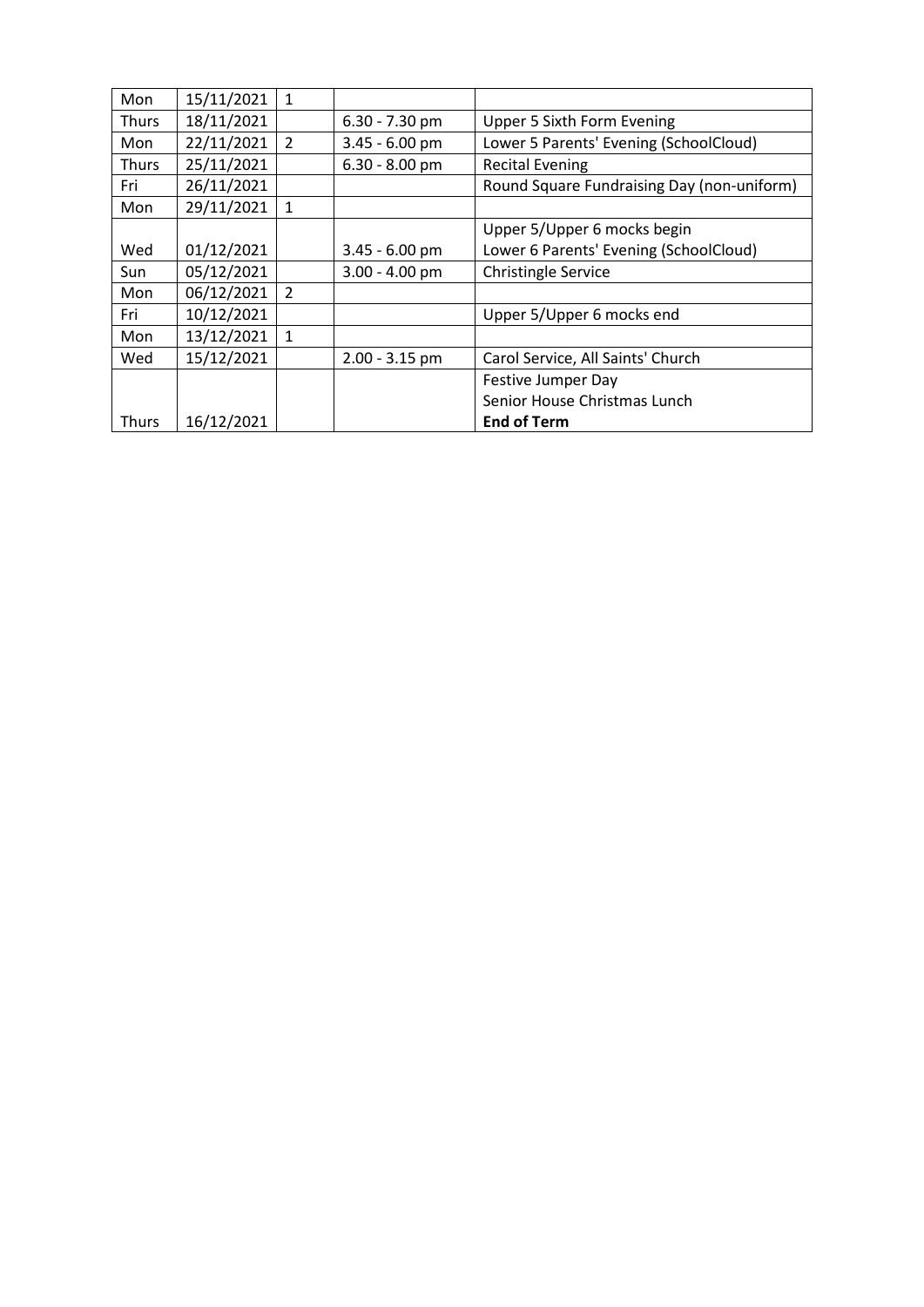| | | | | |
|---|---|---|---|---|
| Mon | 15/11/2021 | 1 | | |
| Thurs | 18/11/2021 | | 6.30 - 7.30 pm | Upper 5 Sixth Form Evening |
| Mon | 22/11/2021 | 2 | 3.45 - 6.00 pm | Lower 5 Parents' Evening (SchoolCloud) |
| Thurs | 25/11/2021 | | 6.30 - 8.00 pm | Recital Evening |
| Fri | 26/11/2021 | | | Round Square Fundraising Day (non-uniform) |
| Mon | 29/11/2021 | 1 | | |
| Wed | 01/12/2021 | | 3.45 - 6.00 pm | Upper 5/Upper 6 mocks begin<br>Lower 6 Parents' Evening (SchoolCloud) |
| Sun | 05/12/2021 | | 3.00 - 4.00 pm | Christingle Service |
| Mon | 06/12/2021 | 2 | | |
| Fri | 10/12/2021 | | | Upper 5/Upper 6 mocks end |
| Mon | 13/12/2021 | 1 | | |
| Wed | 15/12/2021 | | 2.00 - 3.15 pm | Carol Service, All Saints' Church |
| Thurs | 16/12/2021 | | | Festive Jumper Day<br>Senior House Christmas Lunch<br>**End of Term** |